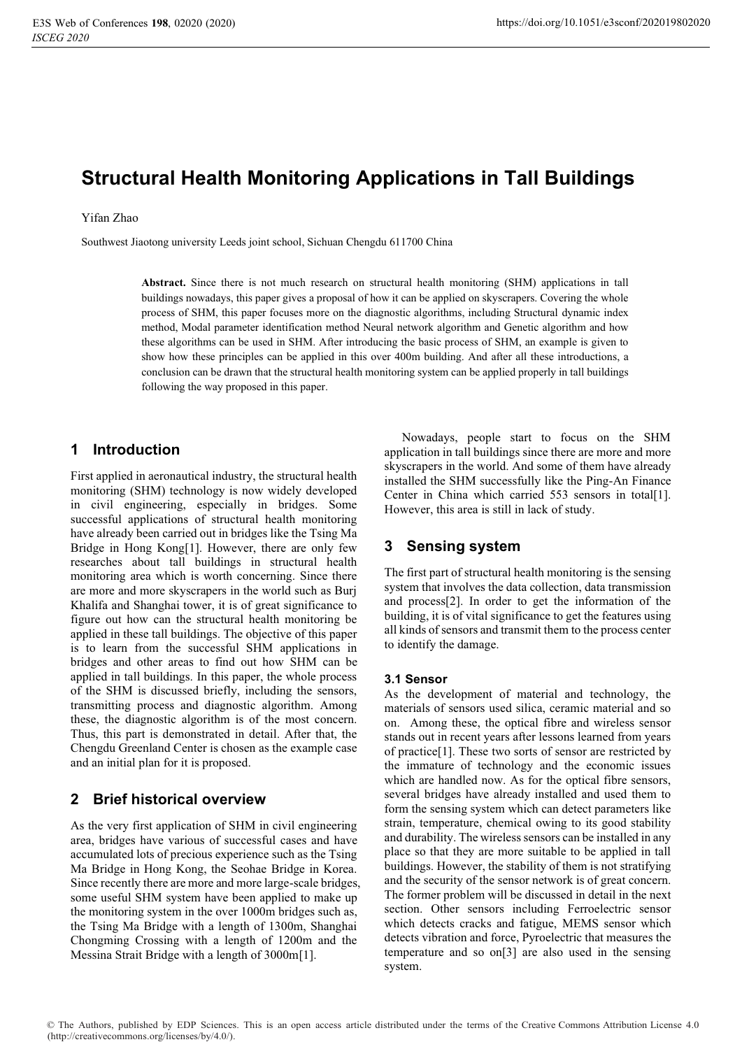# Structural Health Monitoring Applications in Tall Buildings

Yifan Zhao

Southwest Jiaotong university Leeds joint school, Sichuan Chengdu 611700 China

**Abstract.** Since there is not much research on structural health monitoring (SHM) applications in tall buildings nowadays, this paper gives a proposal of how it can be applied on skyscrapers. Covering the whole process of SHM, this paper focuses more on the diagnostic algorithms, including Structural dynamic index method, Modal parameter identification method Neural network algorithm and Genetic algorithm and how these algorithms can be used in SHM. After introducing the basic process of SHM, an example is given to show how these principles can be applied in this over 400m building. And after all these introductions, a conclusion can be drawn that the structural health monitoring system can be applied properly in tall buildings following the way proposed in this paper.

## 1 Introduction

First applied in aeronautical industry, the structural health monitoring (SHM) technology is now widely developed in civil engineering, especially in bridges. Some successful applications of structural health monitoring have already been carried out in bridges like the Tsing Ma Bridge in Hong Kong[1]. However, there are only few researches about tall buildings in structural health monitoring area which is worth concerning. Since there are more and more skyscrapers in the world such as Burj Khalifa and Shanghai tower, it is of great significance to figure out how can the structural health monitoring be applied in these tall buildings. The objective of this paper is to learn from the successful SHM applications in bridges and other areas to find out how SHM can be applied in tall buildings. In this paper, the whole process of the SHM is discussed briefly, including the sensors, transmitting process and diagnostic algorithm. Among these, the diagnostic algorithm is of the most concern. Thus, this part is demonstrated in detail. After that, the Chengdu Greenland Center is chosen as the example case and an initial plan for it is proposed.

## 2 Brief historical overview

As the very first application of SHM in civil engineering area, bridges have various of successful cases and have accumulated lots of precious experience such as the Tsing Ma Bridge in Hong Kong, the Seohae Bridge in Korea. Since recently there are more and more large-scale bridges, some useful SHM system have been applied to make up the monitoring system in the over 1000m bridges such as, the Tsing Ma Bridge with a length of 1300m, Shanghai Chongming Crossing with a length of 1200m and the Messina Strait Bridge with a length of 3000m[1].

Nowadays, people start to focus on the SHM application in tall buildings since there are more and more skyscrapers in the world. And some of them have already installed the SHM successfully like the Ping-An Finance Center in China which carried 553 sensors in total[1]. However, this area is still in lack of study.

## 3 Sensing system

The first part of structural health monitoring is the sensing system that involves the data collection, data transmission and process[2]. In order to get the information of the building, it is of vital significance to get the features using all kinds of sensors and transmit them to the process center to identify the damage.

### 3.1 Sensor

As the development of material and technology, the materials of sensors used silica, ceramic material and so on. Among these, the optical fibre and wireless sensor stands out in recent years after lessons learned from years of practice[1]. These two sorts of sensor are restricted by the immature of technology and the economic issues which are handled now. As for the optical fibre sensors, several bridges have already installed and used them to form the sensing system which can detect parameters like strain, temperature, chemical owing to its good stability and durability. The wireless sensors can be installed in any place so that they are more suitable to be applied in tall buildings. However, the stability of them is not stratifying and the security of the sensor network is of great concern. The former problem will be discussed in detail in the next section. Other sensors including Ferroelectric sensor which detects cracks and fatigue, MEMS sensor which detects vibration and force, Pyroelectric that measures the temperature and so on[3] are also used in the sensing system.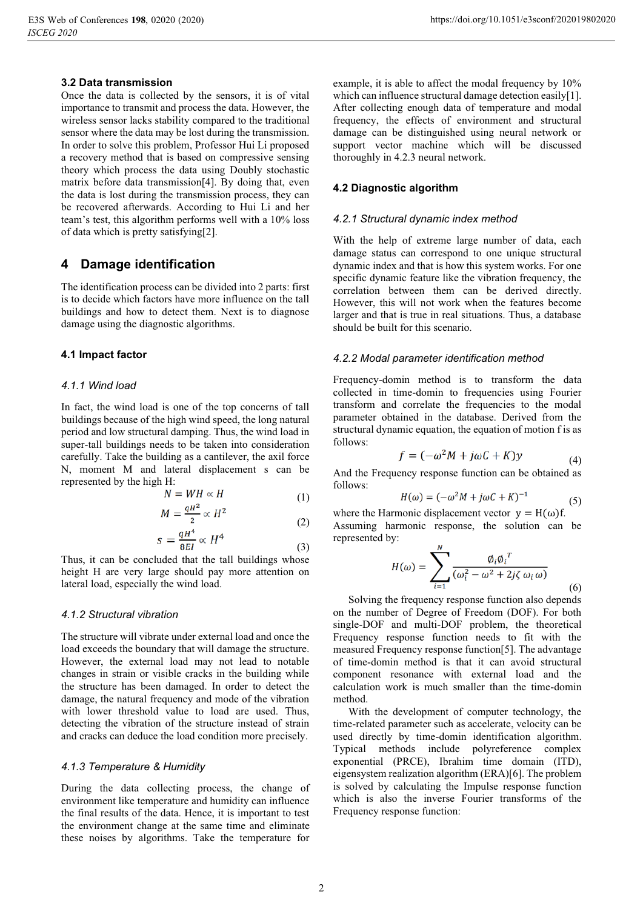### 3.2 Data transmission

Once the data is collected by the sensors, it is of vital importance to transmit and process the data. However, the wireless sensor lacks stability compared to the traditional sensor where the data may be lost during the transmission. In order to solve this problem, Professor Hui Li proposed a recovery method that is based on compressive sensing theory which process the data using Doubly stochastic matrix before data transmission[4]. By doing that, even the data is lost during the transmission process, they can be recovered afterwards. According to Hui Li and her team's test, this algorithm performs well with a 10% loss of data which is pretty satisfying[2].

## 4 Damage identification

The identification process can be divided into 2 parts: first is to decide which factors have more influence on the tall buildings and how to detect them. Next is to diagnose damage using the diagnostic algorithms.

### 4.1 Impact factor

#### *4.1.1 Wind load*

In fact, the wind load is one of the top concerns of tall buildings because of the high wind speed, the long natural period and low structural damping. Thus, the wind load in super-tall buildings needs to be taken into consideration carefully. Take the building as a cantilever, the axil force N, moment M and lateral displacement s can be represented by the high H:

$$N = WH \propto H \tag{1}$$

$$M = \frac{qH^2}{2} \propto H^2 \tag{2}$$

$$s = \frac{qH^4}{8EI} \propto H^4 \tag{3}$$

Thus, it can be concluded that the tall buildings whose height H are very large should pay more attention on lateral load, especially the wind load.

#### *4.1.2 Structural vibration*

The structure will vibrate under external load and once the load exceeds the boundary that will damage the structure. However, the external load may not lead to notable changes in strain or visible cracks in the building while the structure has been damaged. In order to detect the damage, the natural frequency and mode of the vibration with lower threshold value to load are used. Thus, detecting the vibration of the structure instead of strain and cracks can deduce the load condition more precisely.

#### *4.1.3 Temperature & Humidity*

During the data collecting process, the change of environment like temperature and humidity can influence the final results of the data. Hence, it is important to test the environment change at the same time and eliminate these noises by algorithms. Take the temperature for example, it is able to affect the modal frequency by 10% which can influence structural damage detection easily[1]. After collecting enough data of temperature and modal frequency, the effects of environment and structural damage can be distinguished using neural network or support vector machine which will be discussed thoroughly in 4.2.3 neural network.

### 4.2 Diagnostic algorithm

#### *4.2.1 Structural dynamic index method*

With the help of extreme large number of data, each damage status can correspond to one unique structural dynamic index and that is how this system works. For one specific dynamic feature like the vibration frequency, the correlation between them can be derived directly. However, this will not work when the features become larger and that is true in real situations. Thus, a database should be built for this scenario.

#### *4.2.2 Modal parameter identification method*

Frequency-domin method is to transform the data collected in time-domin to frequencies using Fourier transform and correlate the frequencies to the modal parameter obtained in the database. Derived from the structural dynamic equation, the equation of motion f is as follows:

$$f = (-\omega^2 M + j\omega C + K)y \tag{4}$$

And the Frequency response function can be obtained as follows:

$$H(\omega) = (-\omega^2 M + j\omega C + K)^{-1} \tag{5}$$

where the Harmonic displacement vector $y = H(\omega)f$. Assuming harmonic response, the solution can be represented by:

$$H(\omega) = \sum_{i=1}^{N} \frac{\emptyset_i \emptyset_i^T}{(\omega_i^2 - \omega^2 + 2j\zeta\, \omega_i\, \omega)} \tag{6}$$

Solving the frequency response function also depends on the number of Degree of Freedom (DOF). For both single-DOF and multi-DOF problem, the theoretical Frequency response function needs to fit with the measured Frequency response function[5]. The advantage of time-domin method is that it can avoid structural component resonance with external load and the calculation work is much smaller than the time-domin method.

With the development of computer technology, the time-related parameter such as accelerate, velocity can be used directly by time-domin identification algorithm. Typical methods include polyreference complex exponential (PRCE), Ibrahim time domain (ITD), eigensystem realization algorithm (ERA)[6]. The problem is solved by calculating the Impulse response function which is also the inverse Fourier transforms of the Frequency response function: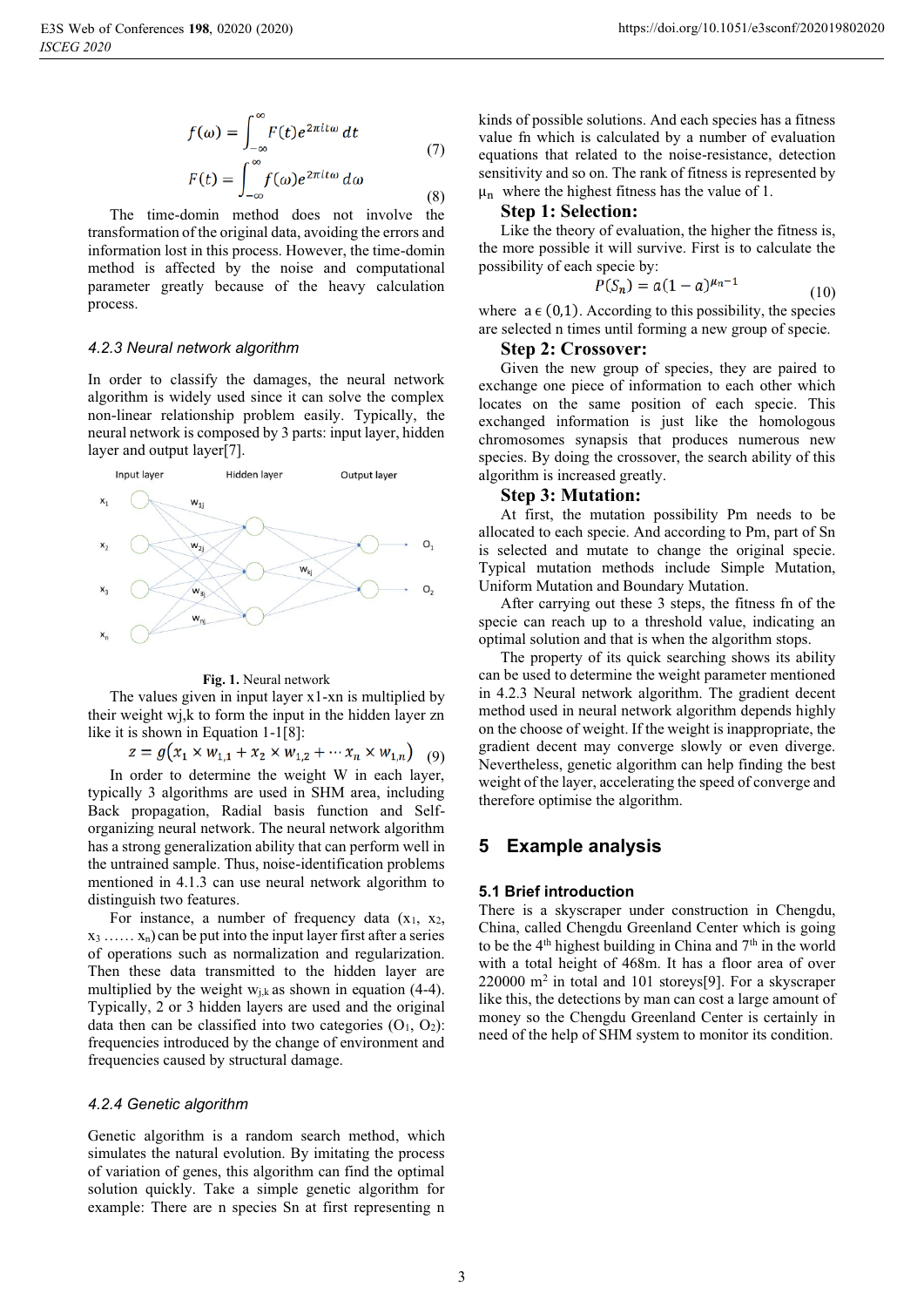$$f(\omega) = \int_{-\infty}^{\infty} F(t) e^{2\pi i t \omega} \, dt \quad (7)$$

$$F(t) = \int_{-\infty}^{\infty} f(\omega) e^{2\pi i t \omega} \, d\omega \quad (8)$$

The time-domin method does not involve the transformation of the original data, avoiding the errors and information lost in this process. However, the time-domin method is affected by the noise and computational parameter greatly because of the heavy calculation process.

### *4.2.3 Neural network algorithm*

In order to classify the damages, the neural network algorithm is widely used since it can solve the complex non-linear relationship problem easily. Typically, the neural network is composed by 3 parts: input layer, hidden layer and output layer[7].

**Fig. 1.** Neural network

The values given in input layer x1-xn is multiplied by their weight wj,k to form the input in the hidden layer zn like it is shown in Equation 1-1[8]:

$$z = g\left(x_1 \times w_{1,1} + x_2 \times w_{1,2} + \cdots x_n \times w_{1,n}\right) \quad (9)$$

In order to determine the weight W in each layer, typically 3 algorithms are used in SHM area, including Back propagation, Radial basis function and Self-organizing neural network. The neural network algorithm has a strong generalization ability that can perform well in the untrained sample. Thus, noise-identification problems mentioned in 4.1.3 can use neural network algorithm to distinguish two features.

For instance, a number of frequency data ($x_1$, $x_2$, $x_3$ …… $x_n$) can be put into the input layer first after a series of operations such as normalization and regularization. Then these data transmitted to the hidden layer are multiplied by the weight $w_{j,k}$ as shown in equation (4-4). Typically, 2 or 3 hidden layers are used and the original data then can be classified into two categories ($O_1$, $O_2$): frequencies introduced by the change of environment and frequencies caused by structural damage.

### *4.2.4 Genetic algorithm*

Genetic algorithm is a random search method, which simulates the natural evolution. By imitating the process of variation of genes, this algorithm can find the optimal solution quickly. Take a simple genetic algorithm for example: There are n species Sn at first representing n kinds of possible solutions. And each species has a fitness value fn which is calculated by a number of evaluation equations that related to the noise-resistance, detection sensitivity and so on. The rank of fitness is represented by $\mu_n$ where the highest fitness has the value of 1.

**Step 1: Selection:**

Like the theory of evaluation, the higher the fitness is, the more possible it will survive. First is to calculate the possibility of each specie by:

$$P(S_n) = a(1-a)^{\mu_n - 1} \quad (10)$$

where $a \in (0,1)$. According to this possibility, the species are selected n times until forming a new group of specie.

**Step 2: Crossover:**

Given the new group of species, they are paired to exchange one piece of information to each other which locates on the same position of each specie. This exchanged information is just like the homologous chromosomes synapsis that produces numerous new species. By doing the crossover, the search ability of this algorithm is increased greatly.

**Step 3: Mutation:**

At first, the mutation possibility Pm needs to be allocated to each specie. And according to Pm, part of Sn is selected and mutate to change the original specie. Typical mutation methods include Simple Mutation, Uniform Mutation and Boundary Mutation.

After carrying out these 3 steps, the fitness fn of the specie can reach up to a threshold value, indicating an optimal solution and that is when the algorithm stops.

The property of its quick searching shows its ability can be used to determine the weight parameter mentioned in 4.2.3 Neural network algorithm. The gradient decent method used in neural network algorithm depends highly on the choose of weight. If the weight is inappropriate, the gradient decent may converge slowly or even diverge. Nevertheless, genetic algorithm can help finding the best weight of the layer, accelerating the speed of converge and therefore optimise the algorithm.

## 5 Example analysis

### 5.1 Brief introduction

There is a skyscraper under construction in Chengdu, China, called Chengdu Greenland Center which is going to be the 4th highest building in China and 7th in the world with a total height of 468m. It has a floor area of over 220000 m$^2$ in total and 101 storeys[9]. For a skyscraper like this, the detections by man can cost a large amount of money so the Chengdu Greenland Center is certainly in need of the help of SHM system to monitor its condition.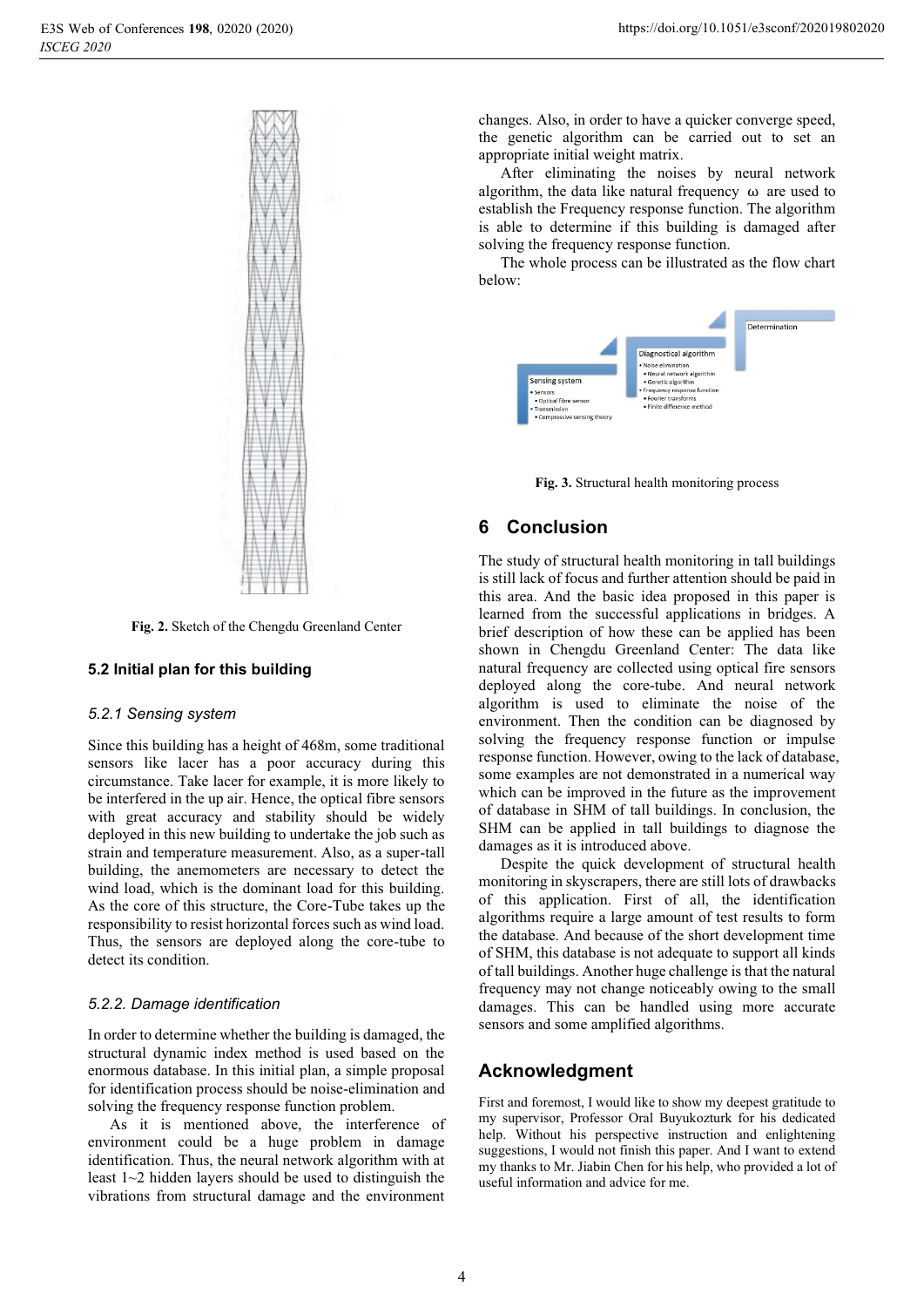Fig. 2. Sketch of the Chengdu Greenland Center

### 5.2 Initial plan for this building

#### *5.2.1 Sensing system*

Since this building has a height of 468m, some traditional sensors like lacer has a poor accuracy during this circumstance. Take lacer for example, it is more likely to be interfered in the up air. Hence, the optical fibre sensors with great accuracy and stability should be widely deployed in this new building to undertake the job such as strain and temperature measurement. Also, as a super-tall building, the anemometers are necessary to detect the wind load, which is the dominant load for this building. As the core of this structure, the Core-Tube takes up the responsibility to resist horizontal forces such as wind load. Thus, the sensors are deployed along the core-tube to detect its condition.

#### *5.2.2. Damage identification*

In order to determine whether the building is damaged, the structural dynamic index method is used based on the enormous database. In this initial plan, a simple proposal for identification process should be noise-elimination and solving the frequency response function problem.

As it is mentioned above, the interference of environment could be a huge problem in damage identification. Thus, the neural network algorithm with at least 1~2 hidden layers should be used to distinguish the vibrations from structural damage and the environment changes. Also, in order to have a quicker converge speed, the genetic algorithm can be carried out to set an appropriate initial weight matrix.

After eliminating the noises by neural network algorithm, the data like natural frequency $\omega$ are used to establish the Frequency response function. The algorithm is able to determine if this building is damaged after solving the frequency response function.

The whole process can be illustrated as the flow chart below:

Fig. 3. Structural health monitoring process

## 6 Conclusion

The study of structural health monitoring in tall buildings is still lack of focus and further attention should be paid in this area. And the basic idea proposed in this paper is learned from the successful applications in bridges. A brief description of how these can be applied has been shown in Chengdu Greenland Center: The data like natural frequency are collected using optical fire sensors deployed along the core-tube. And neural network algorithm is used to eliminate the noise of the environment. Then the condition can be diagnosed by solving the frequency response function or impulse response function. However, owing to the lack of database, some examples are not demonstrated in a numerical way which can be improved in the future as the improvement of database in SHM of tall buildings. In conclusion, the SHM can be applied in tall buildings to diagnose the damages as it is introduced above.

Despite the quick development of structural health monitoring in skyscrapers, there are still lots of drawbacks of this application. First of all, the identification algorithms require a large amount of test results to form the database. And because of the short development time of SHM, this database is not adequate to support all kinds of tall buildings. Another huge challenge is that the natural frequency may not change noticeably owing to the small damages. This can be handled using more accurate sensors and some amplified algorithms.

## Acknowledgment

First and foremost, I would like to show my deepest gratitude to my supervisor, Professor Oral Buyukozturk for his dedicated help. Without his perspective instruction and enlightening suggestions, I would not finish this paper. And I want to extend my thanks to Mr. Jiabin Chen for his help, who provided a lot of useful information and advice for me.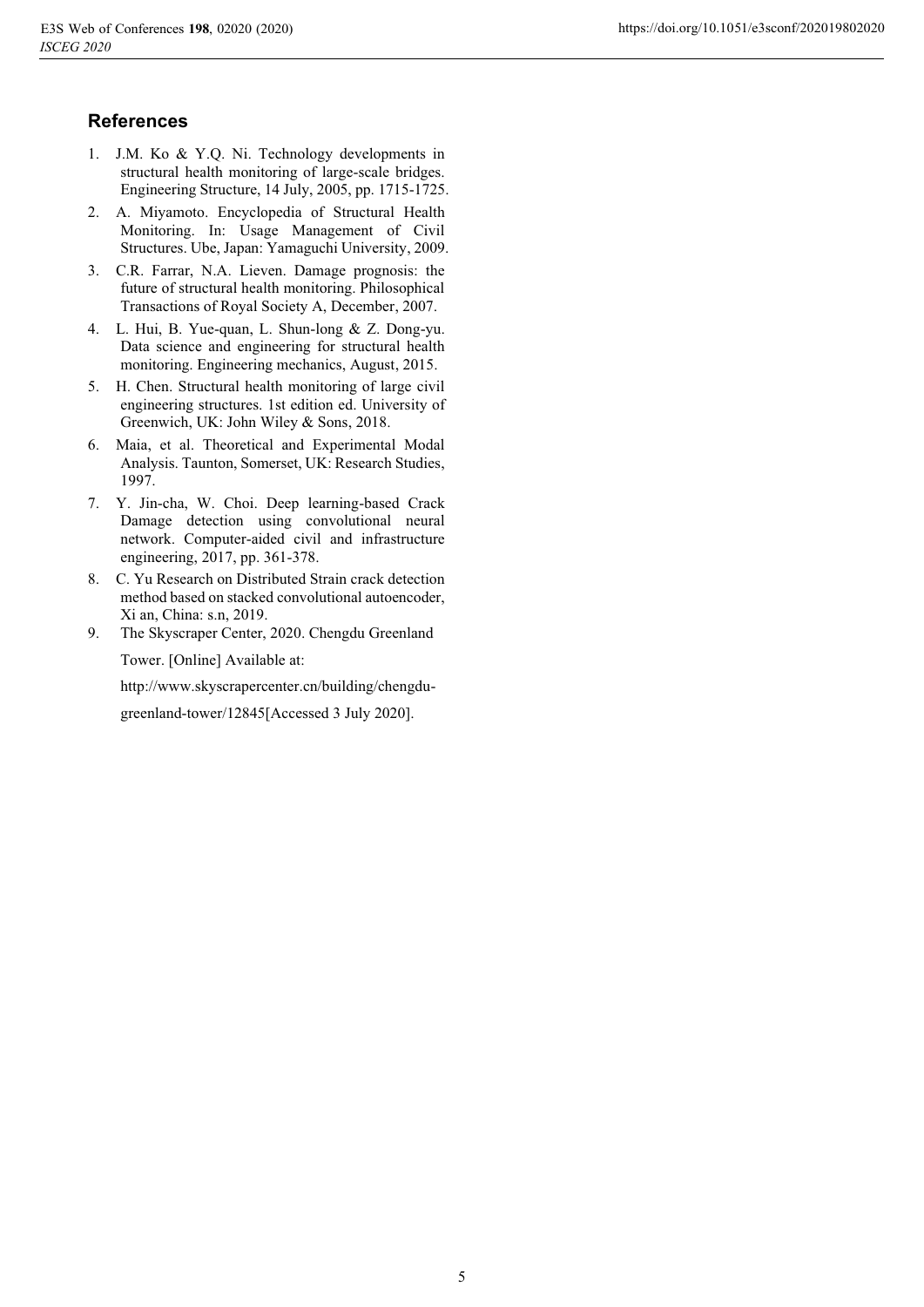## References

1. J.M. Ko & Y.Q. Ni. Technology developments in structural health monitoring of large-scale bridges. Engineering Structure, 14 July, 2005, pp. 1715-1725.
2. A. Miyamoto. Encyclopedia of Structural Health Monitoring. In: Usage Management of Civil Structures. Ube, Japan: Yamaguchi University, 2009.
3. C.R. Farrar, N.A. Lieven. Damage prognosis: the future of structural health monitoring. Philosophical Transactions of Royal Society A, December, 2007.
4. L. Hui, B. Yue-quan, L. Shun-long & Z. Dong-yu. Data science and engineering for structural health monitoring. Engineering mechanics, August, 2015.
5. H. Chen. Structural health monitoring of large civil engineering structures. 1st edition ed. University of Greenwich, UK: John Wiley & Sons, 2018.
6. Maia, et al. Theoretical and Experimental Modal Analysis. Taunton, Somerset, UK: Research Studies, 1997.
7. Y. Jin-cha, W. Choi. Deep learning-based Crack Damage detection using convolutional neural network. Computer-aided civil and infrastructure engineering, 2017, pp. 361-378.
8. C. Yu Research on Distributed Strain crack detection method based on stacked convolutional autoencoder, Xi an, China: s.n, 2019.
9. The Skyscraper Center, 2020. Chengdu Greenland Tower. [Online] Available at: http://www.skyscrapercenter.cn/building/chengdu-greenland-tower/12845[Accessed 3 July 2020].